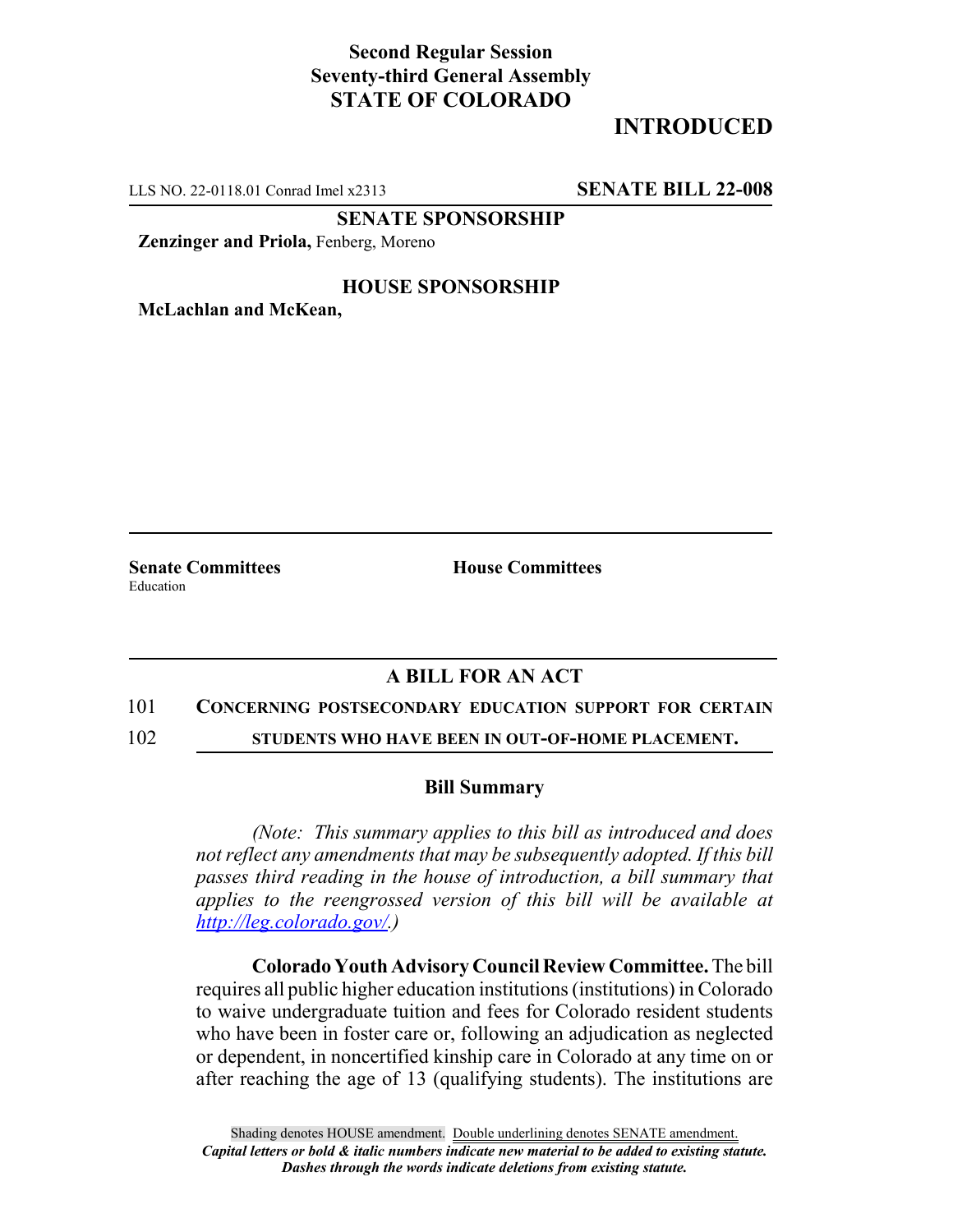**Second Regular Session**
**Seventy-third General Assembly**
**STATE OF COLORADO**

# INTRODUCED

LLS NO. 22-0118.01 Conrad Imel x2313 **SENATE BILL 22-008**

**SENATE SPONSORSHIP**

**Zenzinger and Priola,** Fenberg, Moreno

**HOUSE SPONSORSHIP**

**McLachlan and McKean,**

**Senate Committees**
Education

**House Committees**

## A BILL FOR AN ACT

101 **CONCERNING POSTSECONDARY EDUCATION SUPPORT FOR CERTAIN**
102 **STUDENTS WHO HAVE BEEN IN OUT-OF-HOME PLACEMENT.**

### Bill Summary

*(Note: This summary applies to this bill as introduced and does not reflect any amendments that may be subsequently adopted. If this bill passes third reading in the house of introduction, a bill summary that applies to the reengrossed version of this bill will be available at http://leg.colorado.gov/.)*

**Colorado Youth Advisory Council Review Committee.** The bill requires all public higher education institutions (institutions) in Colorado to waive undergraduate tuition and fees for Colorado resident students who have been in foster care or, following an adjudication as neglected or dependent, in noncertified kinship care in Colorado at any time on or after reaching the age of 13 (qualifying students). The institutions are

Shading denotes HOUSE amendment. Double underlining denotes SENATE amendment.
*Capital letters or bold & italic numbers indicate new material to be added to existing statute.*
*Dashes through the words indicate deletions from existing statute.*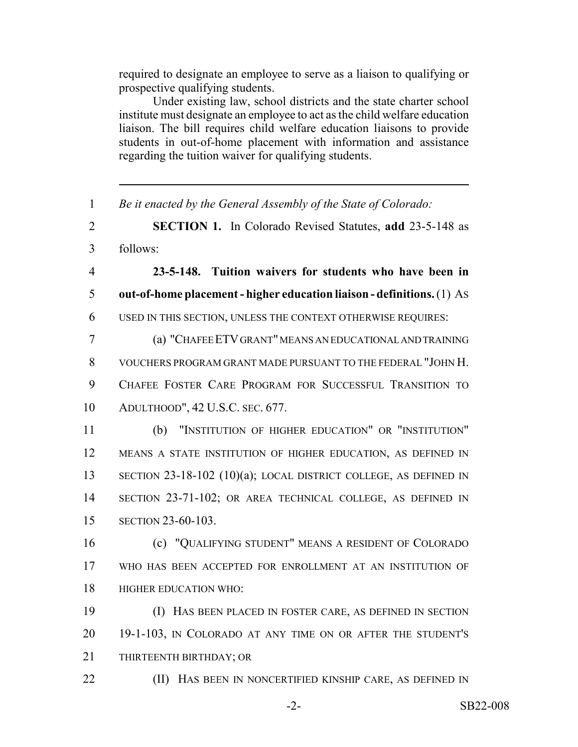required to designate an employee to serve as a liaison to qualifying or prospective qualifying students.

Under existing law, school districts and the state charter school institute must designate an employee to act as the child welfare education liaison. The bill requires child welfare education liaisons to provide students in out-of-home placement with information and assistance regarding the tuition waiver for qualifying students.

---

1 *Be it enacted by the General Assembly of the State of Colorado:*

2 **SECTION 1.** In Colorado Revised Statutes, **add** 23-5-148 as
3 follows:

4 **23-5-148. Tuition waivers for students who have been in**
5 **out-of-home placement - higher education liaison - definitions.** (1) AS
6 USED IN THIS SECTION, UNLESS THE CONTEXT OTHERWISE REQUIRES:

7 (a) "CHAFEE ETV GRANT" MEANS AN EDUCATIONAL AND TRAINING
8 VOUCHERS PROGRAM GRANT MADE PURSUANT TO THE FEDERAL "JOHN H.
9 CHAFEE FOSTER CARE PROGRAM FOR SUCCESSFUL TRANSITION TO
10 ADULTHOOD", 42 U.S.C. SEC. 677.

11 (b) "INSTITUTION OF HIGHER EDUCATION" OR "INSTITUTION"
12 MEANS A STATE INSTITUTION OF HIGHER EDUCATION, AS DEFINED IN
13 SECTION 23-18-102 (10)(a); LOCAL DISTRICT COLLEGE, AS DEFINED IN
14 SECTION 23-71-102; OR AREA TECHNICAL COLLEGE, AS DEFINED IN
15 SECTION 23-60-103.

16 (c) "QUALIFYING STUDENT" MEANS A RESIDENT OF COLORADO
17 WHO HAS BEEN ACCEPTED FOR ENROLLMENT AT AN INSTITUTION OF
18 HIGHER EDUCATION WHO:

19 (I) HAS BEEN PLACED IN FOSTER CARE, AS DEFINED IN SECTION
20 19-1-103, IN COLORADO AT ANY TIME ON OR AFTER THE STUDENT'S
21 THIRTEENTH BIRTHDAY; OR

22 (II) HAS BEEN IN NONCERTIFIED KINSHIP CARE, AS DEFINED IN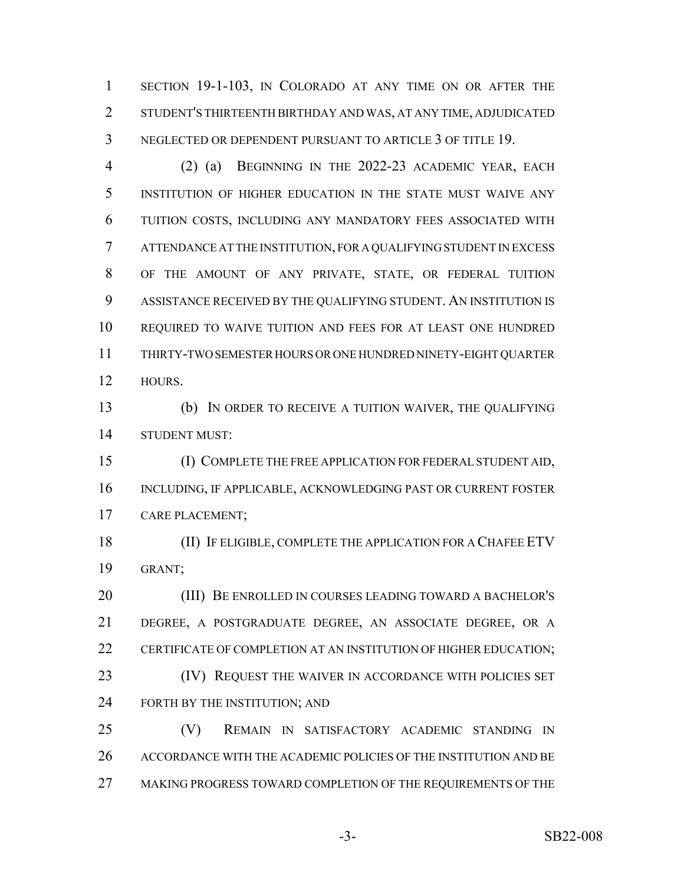SECTION 19-1-103, IN COLORADO AT ANY TIME ON OR AFTER THE STUDENT'S THIRTEENTH BIRTHDAY AND WAS, AT ANY TIME, ADJUDICATED NEGLECTED OR DEPENDENT PURSUANT TO ARTICLE 3 OF TITLE 19.

(2) (a) BEGINNING IN THE 2022-23 ACADEMIC YEAR, EACH INSTITUTION OF HIGHER EDUCATION IN THE STATE MUST WAIVE ANY TUITION COSTS, INCLUDING ANY MANDATORY FEES ASSOCIATED WITH ATTENDANCE AT THE INSTITUTION, FOR A QUALIFYING STUDENT IN EXCESS OF THE AMOUNT OF ANY PRIVATE, STATE, OR FEDERAL TUITION ASSISTANCE RECEIVED BY THE QUALIFYING STUDENT. AN INSTITUTION IS REQUIRED TO WAIVE TUITION AND FEES FOR AT LEAST ONE HUNDRED THIRTY-TWO SEMESTER HOURS OR ONE HUNDRED NINETY-EIGHT QUARTER HOURS.

(b) IN ORDER TO RECEIVE A TUITION WAIVER, THE QUALIFYING STUDENT MUST:

(I) COMPLETE THE FREE APPLICATION FOR FEDERAL STUDENT AID, INCLUDING, IF APPLICABLE, ACKNOWLEDGING PAST OR CURRENT FOSTER CARE PLACEMENT;

(II) IF ELIGIBLE, COMPLETE THE APPLICATION FOR A CHAFEE ETV GRANT;

(III) BE ENROLLED IN COURSES LEADING TOWARD A BACHELOR'S DEGREE, A POSTGRADUATE DEGREE, AN ASSOCIATE DEGREE, OR A CERTIFICATE OF COMPLETION AT AN INSTITUTION OF HIGHER EDUCATION;

(IV) REQUEST THE WAIVER IN ACCORDANCE WITH POLICIES SET FORTH BY THE INSTITUTION; AND

(V) REMAIN IN SATISFACTORY ACADEMIC STANDING IN ACCORDANCE WITH THE ACADEMIC POLICIES OF THE INSTITUTION AND BE MAKING PROGRESS TOWARD COMPLETION OF THE REQUIREMENTS OF THE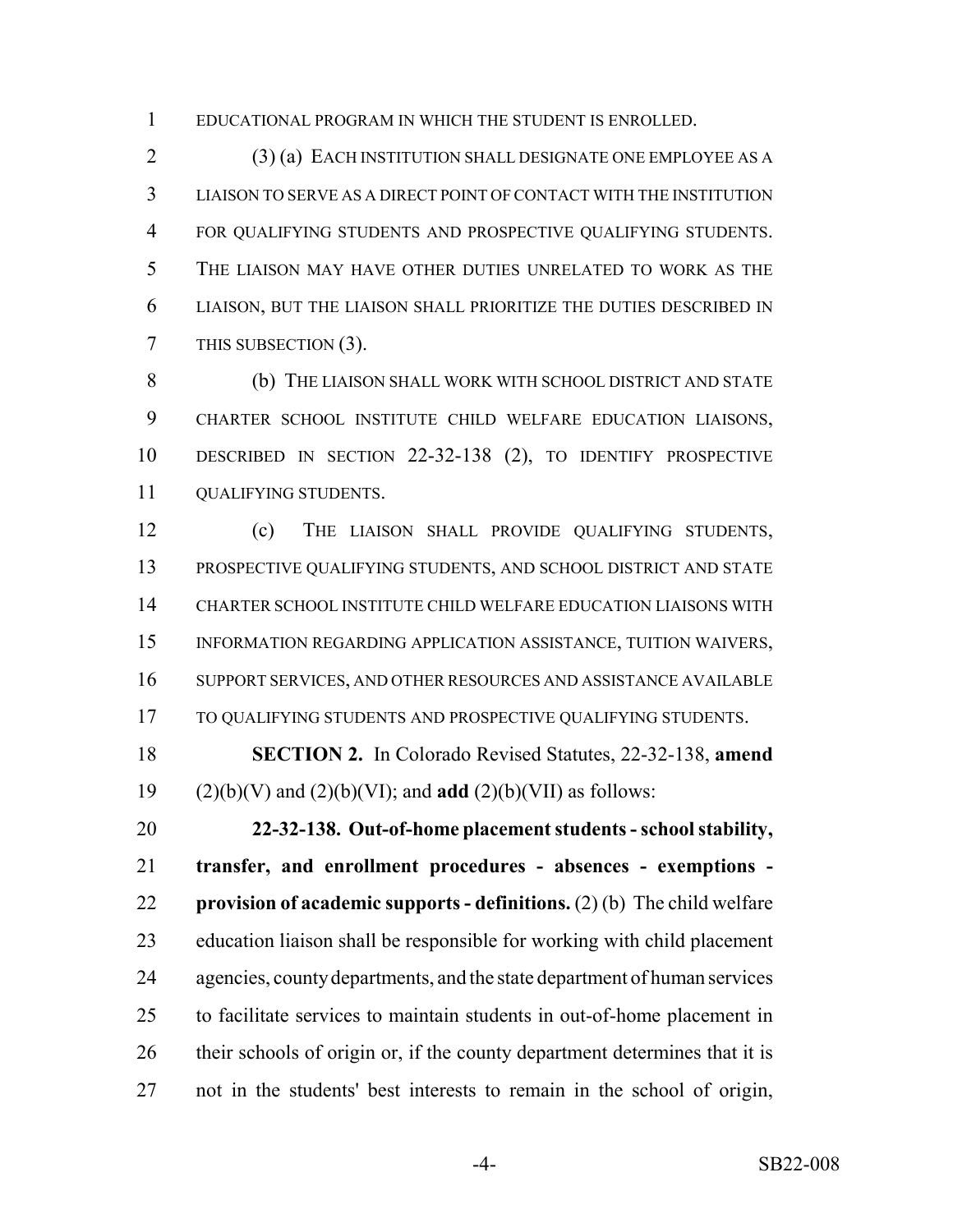EDUCATIONAL PROGRAM IN WHICH THE STUDENT IS ENROLLED.

(3) (a) EACH INSTITUTION SHALL DESIGNATE ONE EMPLOYEE AS A LIAISON TO SERVE AS A DIRECT POINT OF CONTACT WITH THE INSTITUTION FOR QUALIFYING STUDENTS AND PROSPECTIVE QUALIFYING STUDENTS. THE LIAISON MAY HAVE OTHER DUTIES UNRELATED TO WORK AS THE LIAISON, BUT THE LIAISON SHALL PRIORITIZE THE DUTIES DESCRIBED IN THIS SUBSECTION (3).

(b) THE LIAISON SHALL WORK WITH SCHOOL DISTRICT AND STATE CHARTER SCHOOL INSTITUTE CHILD WELFARE EDUCATION LIAISONS, DESCRIBED IN SECTION 22-32-138 (2), TO IDENTIFY PROSPECTIVE QUALIFYING STUDENTS.

(c) THE LIAISON SHALL PROVIDE QUALIFYING STUDENTS, PROSPECTIVE QUALIFYING STUDENTS, AND SCHOOL DISTRICT AND STATE CHARTER SCHOOL INSTITUTE CHILD WELFARE EDUCATION LIAISONS WITH INFORMATION REGARDING APPLICATION ASSISTANCE, TUITION WAIVERS, SUPPORT SERVICES, AND OTHER RESOURCES AND ASSISTANCE AVAILABLE TO QUALIFYING STUDENTS AND PROSPECTIVE QUALIFYING STUDENTS.

**SECTION 2.** In Colorado Revised Statutes, 22-32-138, **amend** (2)(b)(V) and (2)(b)(VI); and **add** (2)(b)(VII) as follows:

**22-32-138. Out-of-home placement students - school stability, transfer, and enrollment procedures - absences - exemptions - provision of academic supports - definitions.** (2) (b) The child welfare education liaison shall be responsible for working with child placement agencies, county departments, and the state department of human services to facilitate services to maintain students in out-of-home placement in their schools of origin or, if the county department determines that it is not in the students' best interests to remain in the school of origin,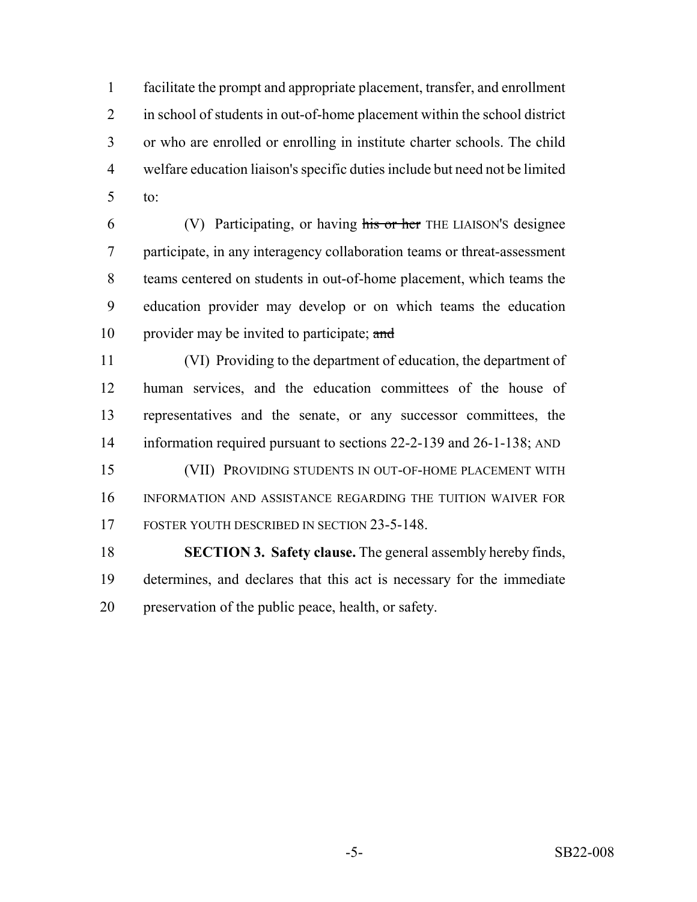facilitate the prompt and appropriate placement, transfer, and enrollment in school of students in out-of-home placement within the school district or who are enrolled or enrolling in institute charter schools. The child welfare education liaison's specific duties include but need not be limited to:

(V) Participating, or having ~~his or her~~ THE LIAISON'S designee participate, in any interagency collaboration teams or threat-assessment teams centered on students in out-of-home placement, which teams the education provider may develop or on which teams the education provider may be invited to participate; ~~and~~

(VI) Providing to the department of education, the department of human services, and the education committees of the house of representatives and the senate, or any successor committees, the information required pursuant to sections 22-2-139 and 26-1-138; AND

(VII) PROVIDING STUDENTS IN OUT-OF-HOME PLACEMENT WITH INFORMATION AND ASSISTANCE REGARDING THE TUITION WAIVER FOR FOSTER YOUTH DESCRIBED IN SECTION 23-5-148.

**SECTION 3. Safety clause.** The general assembly hereby finds, determines, and declares that this act is necessary for the immediate preservation of the public peace, health, or safety.